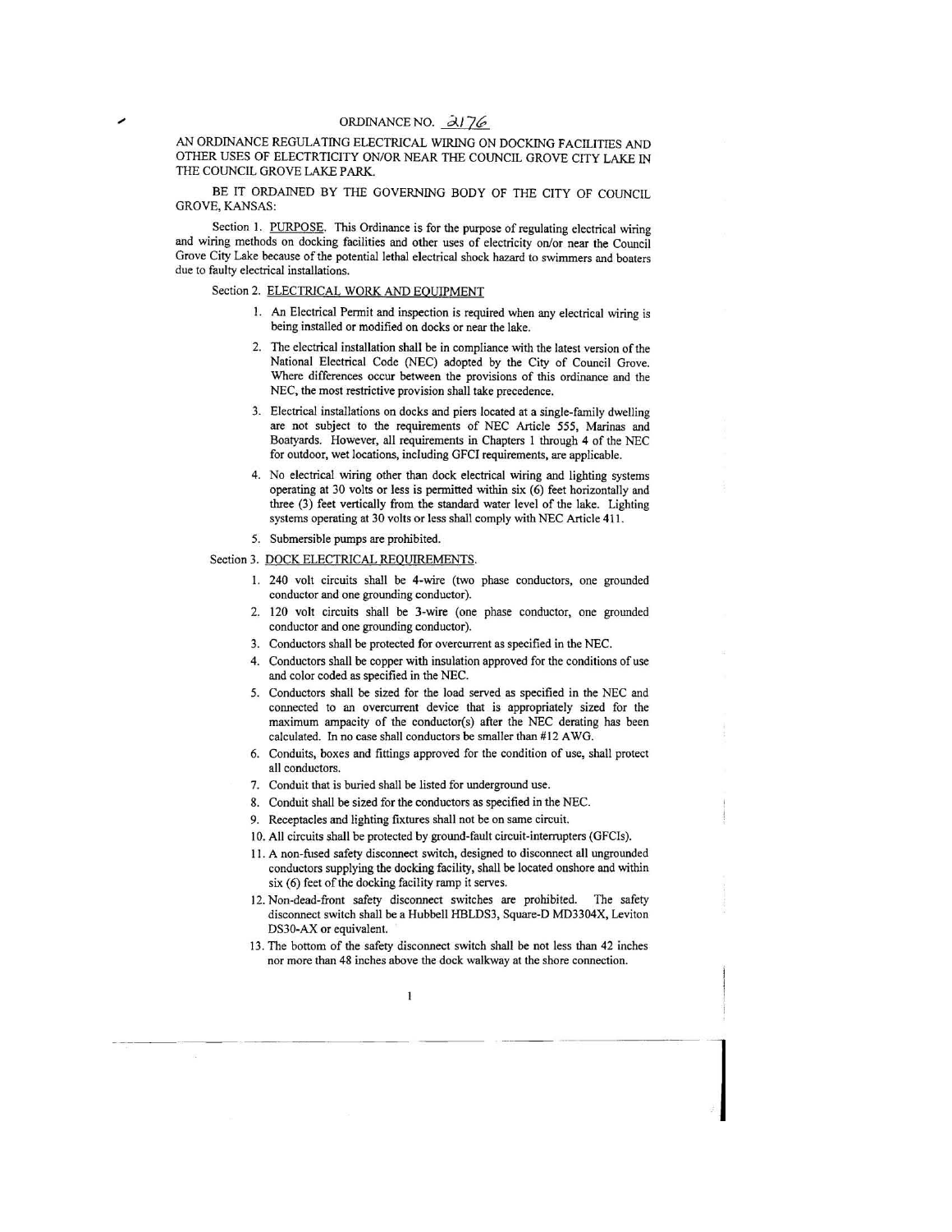# ORDINANCE NO. 2176

AN ORDINANCE REGULATING ELECTRICAL WIRING ON DOCKING FACILITIES AND OTHER USES OF ELECTRTICITY ON/OR NEAR THE COUNCIL GROVE CITY LAKE IN THE COUNCIL GROVE LAKE PARK.

BE IT ORDAINED BY THE GOVERNING BODY OF THE CITY OF COUNCIL GROVE, KANSAS:

Section 1. PURPOSE. This Ordinance is for the purpose of regulating electrical wiring and wiring methods on docking facilities and other uses of electricity on/or near the Council Grove City Lake because of the potential lethal electrical shock hazard to swimmers and boaters due to faulty electrical installations.

Section 2. ELECTRICAL WORK AND EQUIPMENT

1. An Electrical Permit and inspection is required when any electrical wiring is being installed or modified on docks or near the lake.
2. The electrical installation shall be in compliance with the latest version of the National Electrical Code (NEC) adopted by the City of Council Grove. Where differences occur between the provisions of this ordinance and the NEC, the most restrictive provision shall take precedence.
3. Electrical installations on docks and piers located at a single-family dwelling are not subject to the requirements of NEC Article 555, Marinas and Boatyards. However, all requirements in Chapters 1 through 4 of the NEC for outdoor, wet locations, including GFCI requirements, are applicable.
4. No electrical wiring other than dock electrical wiring and lighting systems operating at 30 volts or less is permitted within six (6) feet horizontally and three (3) feet vertically from the standard water level of the lake. Lighting systems operating at 30 volts or less shall comply with NEC Article 411.
5. Submersible pumps are prohibited.

Section 3. DOCK ELECTRICAL REQUIREMENTS.

1. 240 volt circuits shall be 4-wire (two phase conductors, one grounded conductor and one grounding conductor).
2. 120 volt circuits shall be 3-wire (one phase conductor, one grounded conductor and one grounding conductor).
3. Conductors shall be protected for overcurrent as specified in the NEC.
4. Conductors shall be copper with insulation approved for the conditions of use and color coded as specified in the NEC.
5. Conductors shall be sized for the load served as specified in the NEC and connected to an overcurrent device that is appropriately sized for the maximum ampacity of the conductor(s) after the NEC derating has been calculated. In no case shall conductors be smaller than #12 AWG.
6. Conduits, boxes and fittings approved for the condition of use, shall protect all conductors.
7. Conduit that is buried shall be listed for underground use.
8. Conduit shall be sized for the conductors as specified in the NEC.
9. Receptacles and lighting fixtures shall not be on same circuit.
10. All circuits shall be protected by ground-fault circuit-interrupters (GFCIs).
11. A non-fused safety disconnect switch, designed to disconnect all ungrounded conductors supplying the docking facility, shall be located onshore and within six (6) feet of the docking facility ramp it serves.
12. Non-dead-front safety disconnect switches are prohibited. The safety disconnect switch shall be a Hubbell HBLDS3, Square-D MD3304X, Leviton DS30-AX or equivalent.
13. The bottom of the safety disconnect switch shall be not less than 42 inches nor more than 48 inches above the dock walkway at the shore connection.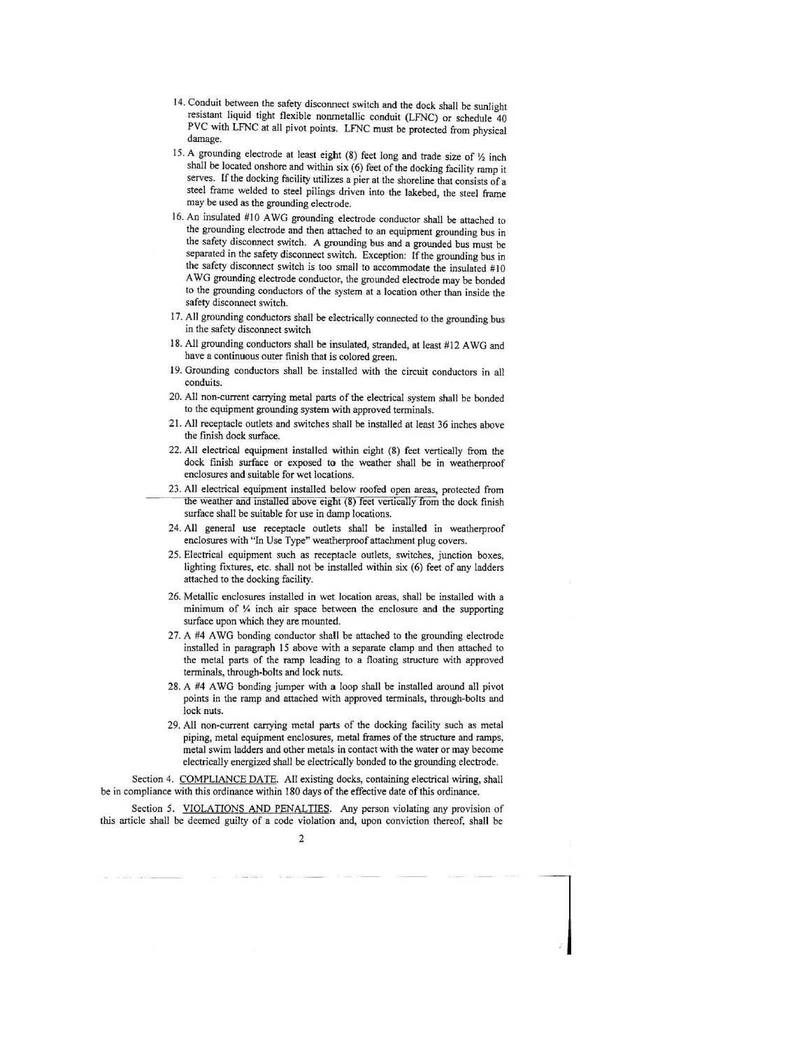14. Conduit between the safety disconnect switch and the dock shall be sunlight resistant liquid tight flexible nonmetallic conduit (LFNC) or schedule 40 PVC with LFNC at all pivot points. LFNC must be protected from physical damage.

15. A grounding electrode at least eight (8) feet long and trade size of ½ inch shall be located onshore and within six (6) feet of the docking facility ramp it serves. If the docking facility utilizes a pier at the shoreline that consists of a steel frame welded to steel pilings driven into the lakebed, the steel frame may be used as the grounding electrode.

16. An insulated #10 AWG grounding electrode conductor shall be attached to the grounding electrode and then attached to an equipment grounding bus in the safety disconnect switch. A grounding bus and a grounded bus must be separated in the safety disconnect switch. Exception: If the grounding bus in the safety disconnect switch is too small to accommodate the insulated #10 AWG grounding electrode conductor, the grounded electrode may be bonded to the grounding conductors of the system at a location other than inside the safety disconnect switch.

17. All grounding conductors shall be electrically connected to the grounding bus in the safety disconnect switch

18. All grounding conductors shall be insulated, stranded, at least #12 AWG and have a continuous outer finish that is colored green.

19. Grounding conductors shall be installed with the circuit conductors in all conduits.

20. All non-current carrying metal parts of the electrical system shall be bonded to the equipment grounding system with approved terminals.

21. All receptacle outlets and switches shall be installed at least 36 inches above the finish dock surface.

22. All electrical equipment installed within eight (8) feet vertically from the dock finish surface or exposed to the weather shall be in weatherproof enclosures and suitable for wet locations.

23. All electrical equipment installed below roofed open areas, protected from the weather and installed above eight (8) feet vertically from the dock finish surface shall be suitable for use in damp locations.

24. All general use receptacle outlets shall be installed in weatherproof enclosures with "In Use Type" weatherproof attachment plug covers.

25. Electrical equipment such as receptacle outlets, switches, junction boxes, lighting fixtures, etc. shall not be installed within six (6) feet of any ladders attached to the docking facility.

26. Metallic enclosures installed in wet location areas, shall be installed with a minimum of ¼ inch air space between the enclosure and the supporting surface upon which they are mounted.

27. A #4 AWG bonding conductor shall be attached to the grounding electrode installed in paragraph 15 above with a separate clamp and then attached to the metal parts of the ramp leading to a floating structure with approved terminals, through-bolts and lock nuts.

28. A #4 AWG bonding jumper with a loop shall be installed around all pivot points in the ramp and attached with approved terminals, through-bolts and lock nuts.

29. All non-current carrying metal parts of the docking facility such as metal piping, metal equipment enclosures, metal frames of the structure and ramps, metal swim ladders and other metals in contact with the water or may become electrically energized shall be electrically bonded to the grounding electrode.

Section 4. COMPLIANCE DATE. All existing docks, containing electrical wiring, shall be in compliance with this ordinance within 180 days of the effective date of this ordinance.

Section 5. VIOLATIONS AND PENALTIES. Any person violating any provision of this article shall be deemed guilty of a code violation and, upon conviction thereof, shall be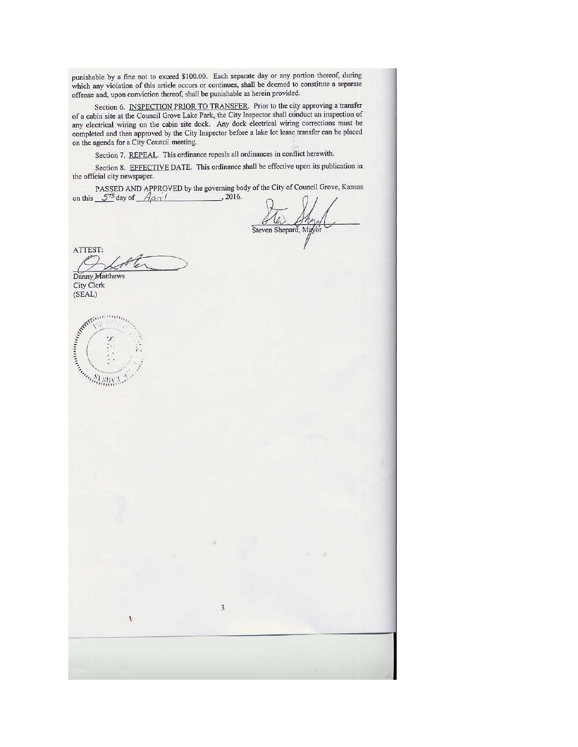punishable by a fine not to exceed $100.00. Each separate day or any portion thereof, during which any violation of this article occurs or continues, shall be deemed to constitute a separate offense and, upon conviction thereof, shall be punishable as herein provided.

Section 6. INSPECTION PRIOR TO TRANSFER. Prior to the city approving a transfer of a cabin site at the Council Grove Lake Park, the City Inspector shall conduct an inspection of any electrical wiring on the cabin site dock. Any dock electrical wiring corrections must be completed and then approved by the City Inspector before a lake lot lease transfer can be placed on the agenda for a City Council meeting.

Section 7. REPEAL. This ordinance repeals all ordinances in conflict herewith.

Section 8. EFFECTIVE DATE. This ordinance shall be effective upon its publication in the official city newspaper.

PASSED AND APPROVED by the governing body of the City of Council Grove, Kansas on this 5th day of April, 2016.

Steven Shepard, Mayor

ATTEST:

Danny Matthews
City Clerk
(SEAL)